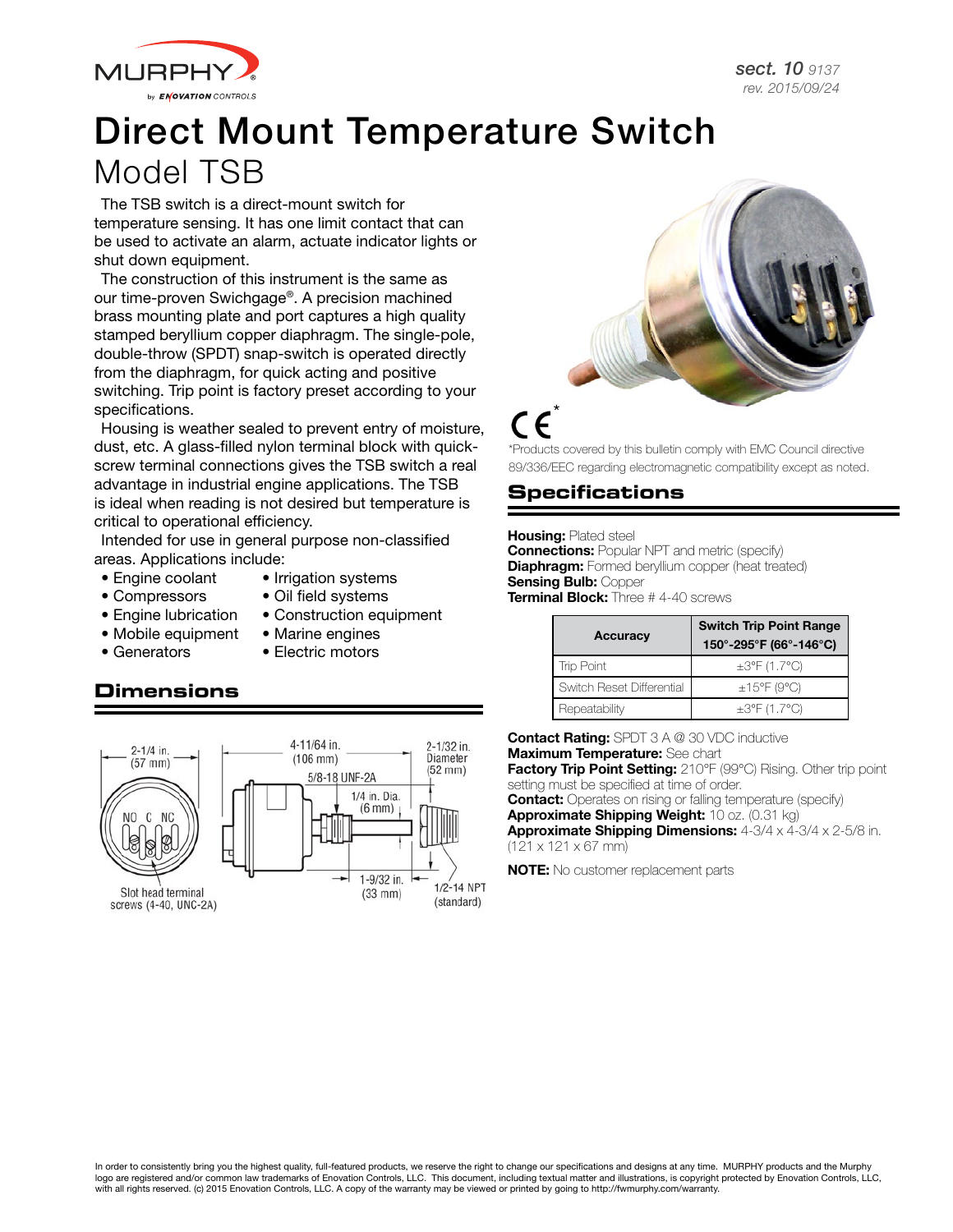# Direct Mount Temperature Switch

## Model TSB

The TSB switch is a direct-mount switch for temperature sensing. It has one limit contact that can be used to activate an alarm, actuate indicator lights or shut down equipment.

The construction of this instrument is the same as our time-proven Swichgage®. A precision machined brass mounting plate and port captures a high quality stamped beryllium copper diaphragm. The single-pole, double-throw (SPDT) snap-switch is operated directly from the diaphragm, for quick acting and positive switching. Trip point is factory preset according to your specifications.

Housing is weather sealed to prevent entry of moisture, dust, etc. A glass-filled nylon terminal block with quick-screw terminal connections gives the TSB switch a real advantage in industrial engine applications. The TSB is ideal when reading is not desired but temperature is critical to operational efficiency.

Intended for use in general purpose non-classified areas. Applications include:

- Engine coolant
- Compressors
- Engine lubrication
- Mobile equipment
- Generators
- Irrigation systems
- Oil field systems
- Construction equipment
- Marine engines
- Electric motors

## Dimensions

2-1/4 in. (57 mm)

NO C NC

Slot head terminal screws (4-40, UNC-2A)

4-11/64 in. (106 mm)

5/8-18 UNF-2A

1/4 in. Dia. (6 mm)

2-1/32 in. Diameter (52 mm)

1-9/32 in. (33 mm)

1/2-14 NPT (standard)

CE*

*Products covered by this bulletin comply with EMC Council directive 89/336/EEC regarding electromagnetic compatibility except as noted.

## Specifications

**Housing:** Plated steel
**Connections:** Popular NPT and metric (specify)
**Diaphragm:** Formed beryllium copper (heat treated)
**Sensing Bulb:** Copper
**Terminal Block:** Three # 4-40 screws

| Accuracy | Switch Trip Point Range 150°-295°F (66°-146°C) |
|---|---|
| Trip Point | ±3°F (1.7°C) |
| Switch Reset Differential | ±15°F (9°C) |
| Repeatability | ±3°F (1.7°C) |

**Contact Rating:** SPDT 3 A @ 30 VDC inductive
**Maximum Temperature:** See chart
**Factory Trip Point Setting:** 210°F (99°C) Rising. Other trip point setting must be specified at time of order.
**Contact:** Operates on rising or falling temperature (specify)
**Approximate Shipping Weight:** 10 oz. (0.31 kg)
**Approximate Shipping Dimensions:** 4-3/4 x 4-3/4 x 2-5/8 in. (121 x 121 x 67 mm)

**NOTE:** No customer replacement parts

In order to consistently bring you the highest quality, full-featured products, we reserve the right to change our specifications and designs at any time. MURPHY products and the Murphy logo are registered and/or common law trademarks of Enovation Controls, LLC. This document, including textual matter and illustrations, is copyright protected by Enovation Controls, LLC, with all rights reserved. (c) 2015 Enovation Controls, LLC. A copy of the warranty may be viewed or printed by going to http://fwmurphy.com/warranty.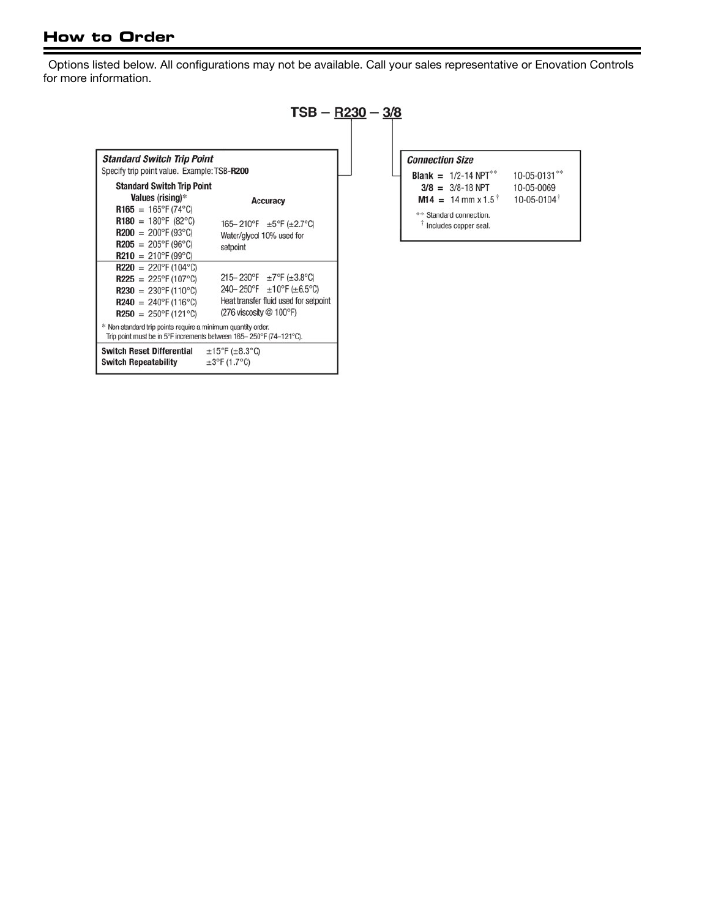## How to Order

Options listed below. All configurations may not be available. Call your sales representative or Enovation Controls for more information.

**TSB – R230 – 3/8**

### *Standard Switch Trip Point*

Specify trip point value. Example: TSB-**R200**

| Standard Switch Trip Point Values (rising)* | Accuracy |
|---|---|
| **R165** = 165°F (74°C) | |
| **R180** = 180°F (82°C) | 165– 210°F ±5°F (±2.7°C) |
| **R200** = 200°F (93°C) | Water/glycol 10% used for |
| **R205** = 205°F (96°C) | setpoint |
| **R210** = 210°F (99°C) | |
| **R220** = 220°F (104°C) | |
| **R225** = 225°F (107°C) | 215– 230°F ±7°F (±3.8°C) |
| **R230** = 230°F (110°C) | 240– 250°F ±10°F (±6.5°C) |
| **R240** = 240°F (116°C) | Heat transfer fluid used for setpoint |
| **R250** = 250°F (121°C) | (276 viscosity @ 100°F) |

\* Non standard trip points require a minimum quantity order. Trip point must be in 5°F increments between 165– 250°F (74–121°C).

| | |
|---|---|
| **Switch Reset Differential** | ±15°F (±8.3°C) |
| **Switch Repeatability** | ±3°F (1.7°C) |

### *Connection Size*

| | | |
|---|---|---|
| **Blank** = | 1/2-14 NPT** | 10-05-0131** |
| **3/8** = | 3/8-18 NPT | 10-05-0069 |
| **M14** = | 14 mm x 1.5† | 10-05-0104† |

** Standard connection.

† Includes copper seal.